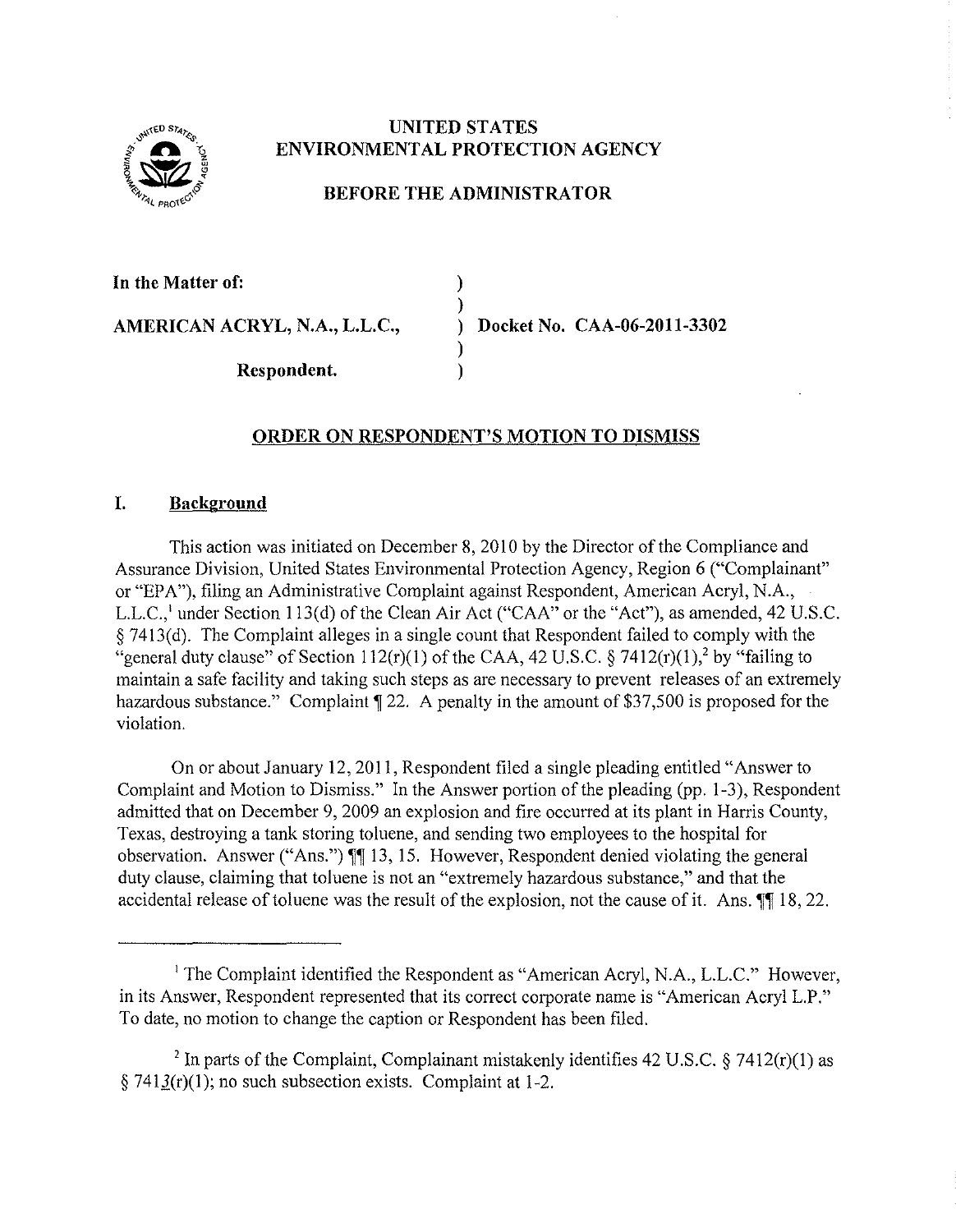# UNITED STATES ENVIRONMENTAL PROTECTION AGENCY

## BEFORE THE ADMINISTRATOR

**In the Matter of:**

**AMERICAN ACRYL, N.A., L.L.C.,** ) **Docket No. CAA-06-2011-3302**

**Respondent.**

## ORDER ON RESPONDENT'S MOTION TO DISMISS

### I. Background

This action was initiated on December 8, 2010 by the Director of the Compliance and Assurance Division, United States Environmental Protection Agency, Region 6 ("Complainant" or "EPA"), filing an Administrative Complaint against Respondent, American Acryl, N.A., L.L.C.,[1] under Section 113(d) of the Clean Air Act ("CAA" or the "Act"), as amended, 42 U.S.C. § 7413(d). The Complaint alleges in a single count that Respondent failed to comply with the "general duty clause" of Section 112(r)(1) of the CAA, 42 U.S.C. § 7412(r)(1),[2] by "failing to maintain a safe facility and taking such steps as are necessary to prevent releases of an extremely hazardous substance." Complaint ¶ 22. A penalty in the amount of $37,500 is proposed for the violation.

On or about January 12, 2011, Respondent filed a single pleading entitled "Answer to Complaint and Motion to Dismiss." In the Answer portion of the pleading (pp. 1-3), Respondent admitted that on December 9, 2009 an explosion and fire occurred at its plant in Harris County, Texas, destroying a tank storing toluene, and sending two employees to the hospital for observation. Answer ("Ans.") ¶¶ 13, 15. However, Respondent denied violating the general duty clause, claiming that toluene is not an "extremely hazardous substance," and that the accidental release of toluene was the result of the explosion, not the cause of it. Ans. ¶¶ 18, 22.

---

[1] The Complaint identified the Respondent as "American Acryl, N.A., L.L.C." However, in its Answer, Respondent represented that its correct corporate name is "American Acryl L.P." To date, no motion to change the caption or Respondent has been filed.

[2] In parts of the Complaint, Complainant mistakenly identifies 42 U.S.C. § 7412(r)(1) as § 741_3_(r)(1); no such subsection exists. Complaint at 1-2.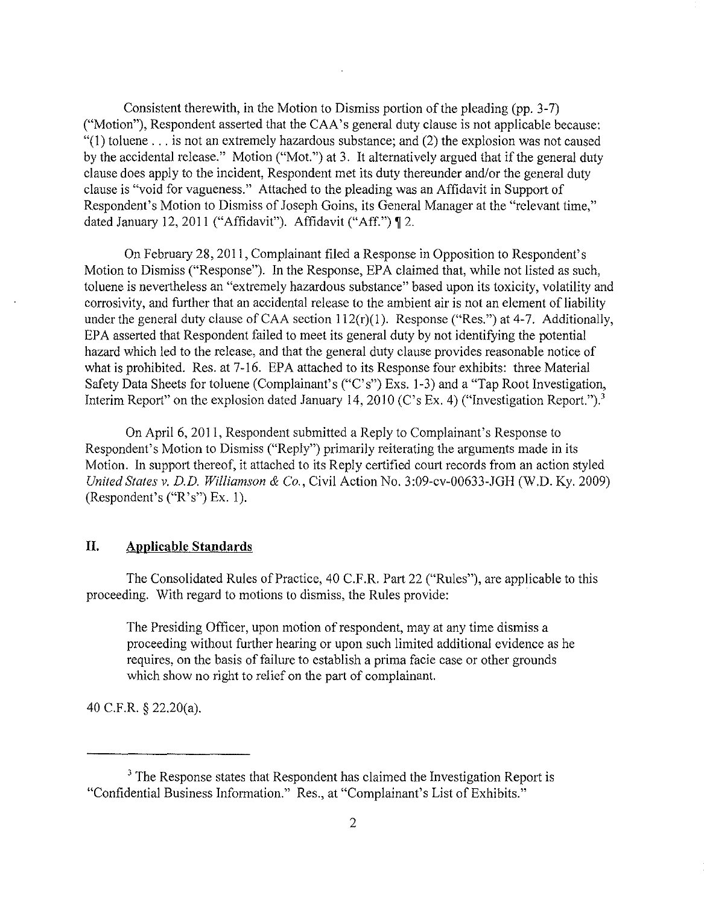Consistent therewith, in the Motion to Dismiss portion of the pleading (pp. 3-7) ("Motion"), Respondent asserted that the CAA's general duty clause is not applicable because: "(1) toluene . . . is not an extremely hazardous substance; and (2) the explosion was not caused by the accidental release." Motion ("Mot.") at 3. It alternatively argued that if the general duty clause does apply to the incident, Respondent met its duty thereunder and/or the general duty clause is "void for vagueness." Attached to the pleading was an Affidavit in Support of Respondent's Motion to Dismiss of Joseph Goins, its General Manager at the "relevant time," dated January 12, 2011 ("Affidavit"). Affidavit ("Aff.") ¶ 2.

On February 28, 2011, Complainant filed a Response in Opposition to Respondent's Motion to Dismiss ("Response"). In the Response, EPA claimed that, while not listed as such, toluene is nevertheless an "extremely hazardous substance" based upon its toxicity, volatility and corrosivity, and further that an accidental release to the ambient air is not an element of liability under the general duty clause of CAA section 112(r)(1). Response ("Res.") at 4-7. Additionally, EPA asserted that Respondent failed to meet its general duty by not identifying the potential hazard which led to the release, and that the general duty clause provides reasonable notice of what is prohibited. Res. at 7-16. EPA attached to its Response four exhibits: three Material Safety Data Sheets for toluene (Complainant's ("C's") Exs. 1-3) and a "Tap Root Investigation, Interim Report" on the explosion dated January 14, 2010 (C's Ex. 4) ("Investigation Report.").[3]

On April 6, 2011, Respondent submitted a Reply to Complainant's Response to Respondent's Motion to Dismiss ("Reply") primarily reiterating the arguments made in its Motion. In support thereof, it attached to its Reply certified court records from an action styled *United States v. D.D. Williamson & Co.*, Civil Action No. 3:09-cv-00633-JGH (W.D. Ky. 2009) (Respondent's ("R's") Ex. 1).

## II. Applicable Standards

The Consolidated Rules of Practice, 40 C.F.R. Part 22 ("Rules"), are applicable to this proceeding. With regard to motions to dismiss, the Rules provide:

> The Presiding Officer, upon motion of respondent, may at any time dismiss a proceeding without further hearing or upon such limited additional evidence as he requires, on the basis of failure to establish a prima facie case or other grounds which show no right to relief on the part of complainant.

40 C.F.R. § 22.20(a).

---

[3] The Response states that Respondent has claimed the Investigation Report is "Confidential Business Information." Res., at "Complainant's List of Exhibits."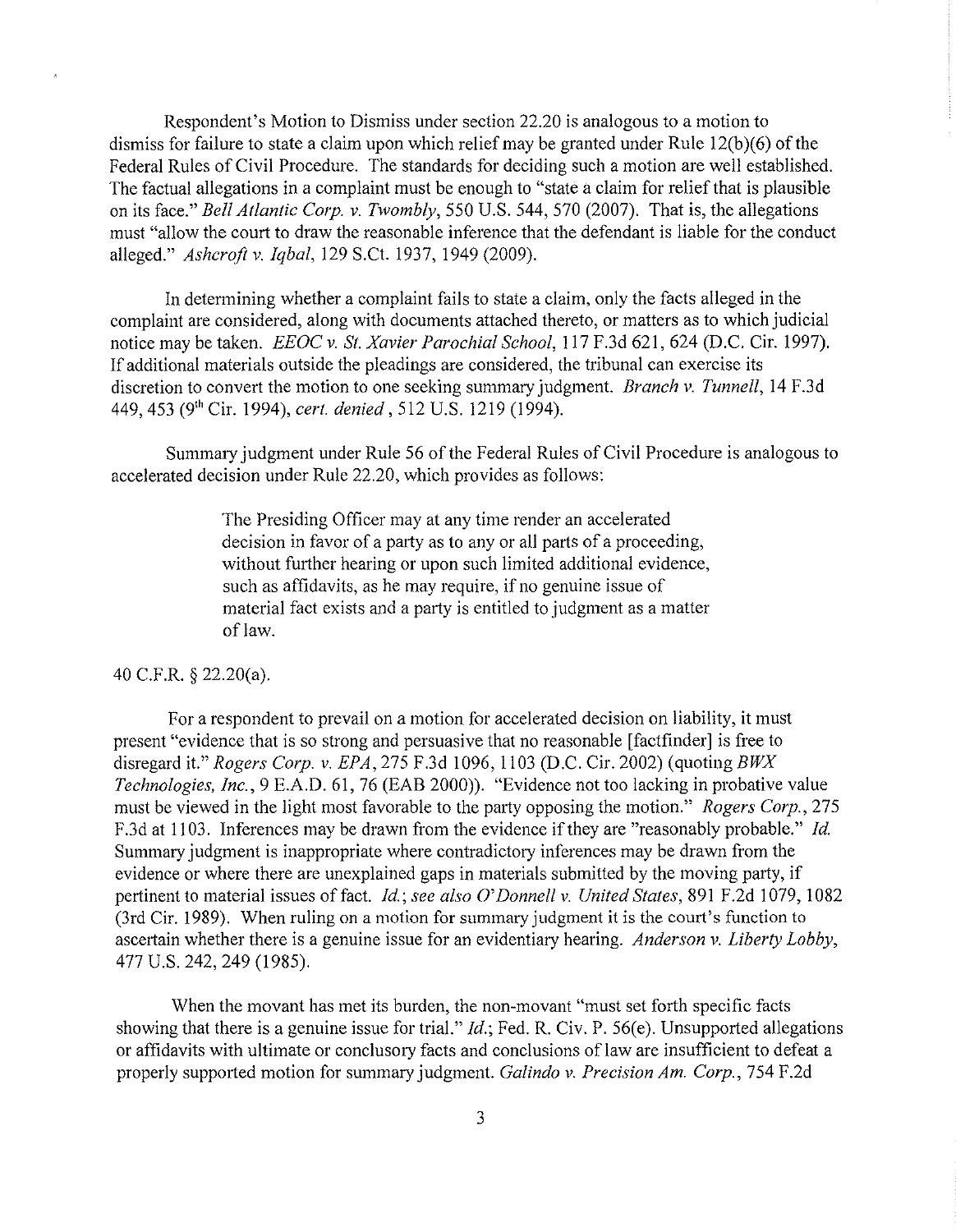Respondent's Motion to Dismiss under section 22.20 is analogous to a motion to dismiss for failure to state a claim upon which relief may be granted under Rule 12(b)(6) of the Federal Rules of Civil Procedure. The standards for deciding such a motion are well established. The factual allegations in a complaint must be enough to "state a claim for relief that is plausible on its face." *Bell Atlantic Corp. v. Twombly*, 550 U.S. 544, 570 (2007). That is, the allegations must "allow the court to draw the reasonable inference that the defendant is liable for the conduct alleged." *Ashcroft v. Iqbal*, 129 S.Ct. 1937, 1949 (2009).

In determining whether a complaint fails to state a claim, only the facts alleged in the complaint are considered, along with documents attached thereto, or matters as to which judicial notice may be taken. *EEOC v. St. Xavier Parochial School*, 117 F.3d 621, 624 (D.C. Cir. 1997). If additional materials outside the pleadings are considered, the tribunal can exercise its discretion to convert the motion to one seeking summary judgment. *Branch v. Tunnell*, 14 F.3d 449, 453 (9th Cir. 1994), *cert. denied*, 512 U.S. 1219 (1994).

Summary judgment under Rule 56 of the Federal Rules of Civil Procedure is analogous to accelerated decision under Rule 22.20, which provides as follows:

> The Presiding Officer may at any time render an accelerated decision in favor of a party as to any or all parts of a proceeding, without further hearing or upon such limited additional evidence, such as affidavits, as he may require, if no genuine issue of material fact exists and a party is entitled to judgment as a matter of law.

40 C.F.R. § 22.20(a).

For a respondent to prevail on a motion for accelerated decision on liability, it must present "evidence that is so strong and persuasive that no reasonable [factfinder] is free to disregard it." *Rogers Corp. v. EPA*, 275 F.3d 1096, 1103 (D.C. Cir. 2002) (quoting *BWX Technologies, Inc.*, 9 E.A.D. 61, 76 (EAB 2000)). "Evidence not too lacking in probative value must be viewed in the light most favorable to the party opposing the motion." *Rogers Corp.*, 275 F.3d at 1103. Inferences may be drawn from the evidence if they are "reasonably probable." *Id.* Summary judgment is inappropriate where contradictory inferences may be drawn from the evidence or where there are unexplained gaps in materials submitted by the moving party, if pertinent to material issues of fact. *Id.*; *see also O'Donnell v. United States*, 891 F.2d 1079, 1082 (3rd Cir. 1989). When ruling on a motion for summary judgment it is the court's function to ascertain whether there is a genuine issue for an evidentiary hearing. *Anderson v. Liberty Lobby*, 477 U.S. 242, 249 (1985).

When the movant has met its burden, the non-movant "must set forth specific facts showing that there is a genuine issue for trial." *Id.*; Fed. R. Civ. P. 56(e). Unsupported allegations or affidavits with ultimate or conclusory facts and conclusions of law are insufficient to defeat a properly supported motion for summary judgment. *Galindo v. Precision Am. Corp.*, 754 F.2d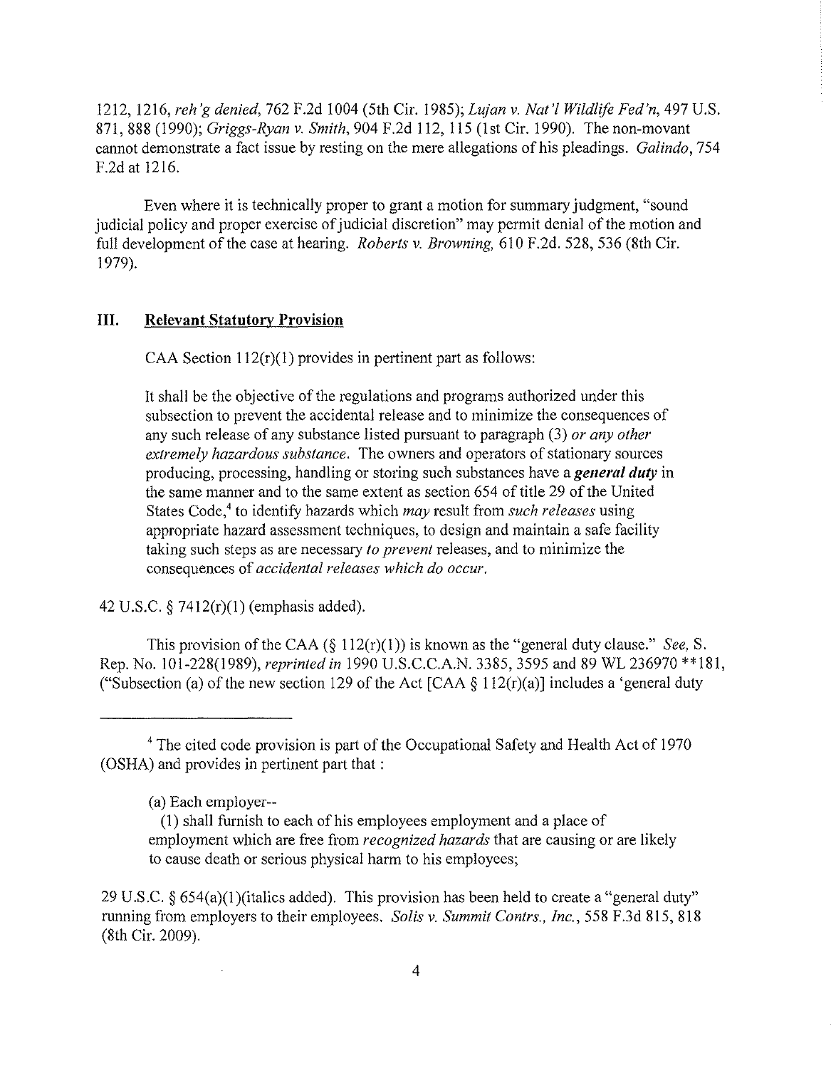1212, 1216, *reh'g denied*, 762 F.2d 1004 (5th Cir. 1985); *Lujan v. Nat'l Wildlife Fed'n*, 497 U.S. 871, 888 (1990); *Griggs-Ryan v. Smith*, 904 F.2d 112, 115 (1st Cir. 1990). The non-movant cannot demonstrate a fact issue by resting on the mere allegations of his pleadings. *Galindo*, 754 F.2d at 1216.

Even where it is technically proper to grant a motion for summary judgment, "sound judicial policy and proper exercise of judicial discretion" may permit denial of the motion and full development of the case at hearing. *Roberts v. Browning*, 610 F.2d. 528, 536 (8th Cir. 1979).

## III. Relevant Statutory Provision

CAA Section 112(r)(1) provides in pertinent part as follows:

> It shall be the objective of the regulations and programs authorized under this subsection to prevent the accidental release and to minimize the consequences of any such release of any substance listed pursuant to paragraph (3) *or any other extremely hazardous substance*. The owners and operators of stationary sources producing, processing, handling or storing such substances have a ***general duty*** in the same manner and to the same extent as section 654 of title 29 of the United States Code,[4] to identify hazards which *may* result from *such releases* using appropriate hazard assessment techniques, to design and maintain a safe facility taking such steps as are necessary *to prevent* releases, and to minimize the consequences of *accidental releases which do occur*.

42 U.S.C. § 7412(r)(1) (emphasis added).

This provision of the CAA (§ 112(r)(1)) is known as the "general duty clause." *See*, S. Rep. No. 101-228(1989), *reprinted in* 1990 U.S.C.C.A.N. 3385, 3595 and 89 WL 236970 **181, ("Subsection (a) of the new section 129 of the Act [CAA § 112(r)(a)] includes a 'general duty

---

[4] The cited code provision is part of the Occupational Safety and Health Act of 1970 (OSHA) and provides in pertinent part that :

> (a) Each employer--
>
> (1) shall furnish to each of his employees employment and a place of employment which are free from *recognized hazards* that are causing or are likely to cause death or serious physical harm to his employees;

29 U.S.C. § 654(a)(1)(italics added). This provision has been held to create a "general duty" running from employers to their employees. *Solis v. Summit Contrs., Inc.*, 558 F.3d 815, 818 (8th Cir. 2009).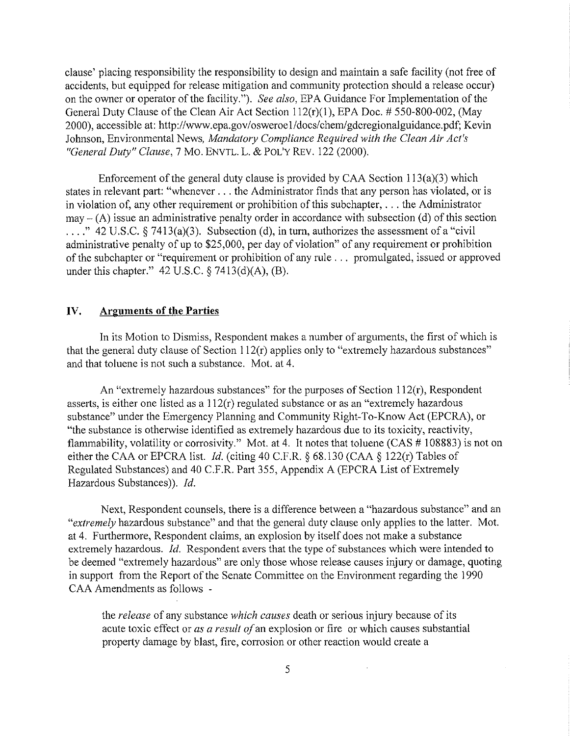clause' placing responsibility the responsibility to design and maintain a safe facility (not free of accidents, but equipped for release mitigation and community protection should a release occur) on the owner or operator of the facility."). *See also*, EPA Guidance For Implementation of the General Duty Clause of the Clean Air Act Section 112(r)(1), EPA Doc. # 550-800-002, (May 2000), accessible at: http://www.epa.gov/osweroe1/docs/chem/gdcregionalguidance.pdf; Kevin Johnson, Environmental News, *Mandatory Compliance Required with the Clean Air Act's "General Duty" Clause*, 7 MO. ENVTL. L. & POL'Y REV. 122 (2000).

Enforcement of the general duty clause is provided by CAA Section 113(a)(3) which states in relevant part: "whenever . . . the Administrator finds that any person has violated, or is in violation of, any other requirement or prohibition of this subchapter, . . . the Administrator may – (A) issue an administrative penalty order in accordance with subsection (d) of this section . . . ." 42 U.S.C. § 7413(a)(3). Subsection (d), in turn, authorizes the assessment of a "civil administrative penalty of up to $25,000, per day of violation" of any requirement or prohibition of the subchapter or "requirement or prohibition of any rule . . . promulgated, issued or approved under this chapter." 42 U.S.C. § 7413(d)(A), (B).

## IV. Arguments of the Parties

In its Motion to Dismiss, Respondent makes a number of arguments, the first of which is that the general duty clause of Section 112(r) applies only to "extremely hazardous substances" and that toluene is not such a substance. Mot. at 4.

An "extremely hazardous substances" for the purposes of Section 112(r), Respondent asserts, is either one listed as a 112(r) regulated substance or as an "extremely hazardous substance" under the Emergency Planning and Community Right-To-Know Act (EPCRA), or "the substance is otherwise identified as extremely hazardous due to its toxicity, reactivity, flammability, volatility or corrosivity." Mot. at 4. It notes that toluene (CAS # 108883) is not on either the CAA or EPCRA list. *Id.* (citing 40 C.F.R. § 68.130 (CAA § 122(r) Tables of Regulated Substances) and 40 C.F.R. Part 355, Appendix A (EPCRA List of Extremely Hazardous Substances)). *Id.*

Next, Respondent counsels, there is a difference between a "hazardous substance" and an "*extremely* hazardous substance" and that the general duty clause only applies to the latter. Mot. at 4. Furthermore, Respondent claims, an explosion by itself does not make a substance extremely hazardous. *Id.* Respondent avers that the type of substances which were intended to be deemed "extremely hazardous" are only those whose release causes injury or damage, quoting in support from the Report of the Senate Committee on the Environment regarding the 1990 CAA Amendments as follows -

> the *release* of any substance *which causes* death or serious injury because of its acute toxic effect or *as a result of* an explosion or fire or which causes substantial property damage by blast, fire, corrosion or other reaction would create a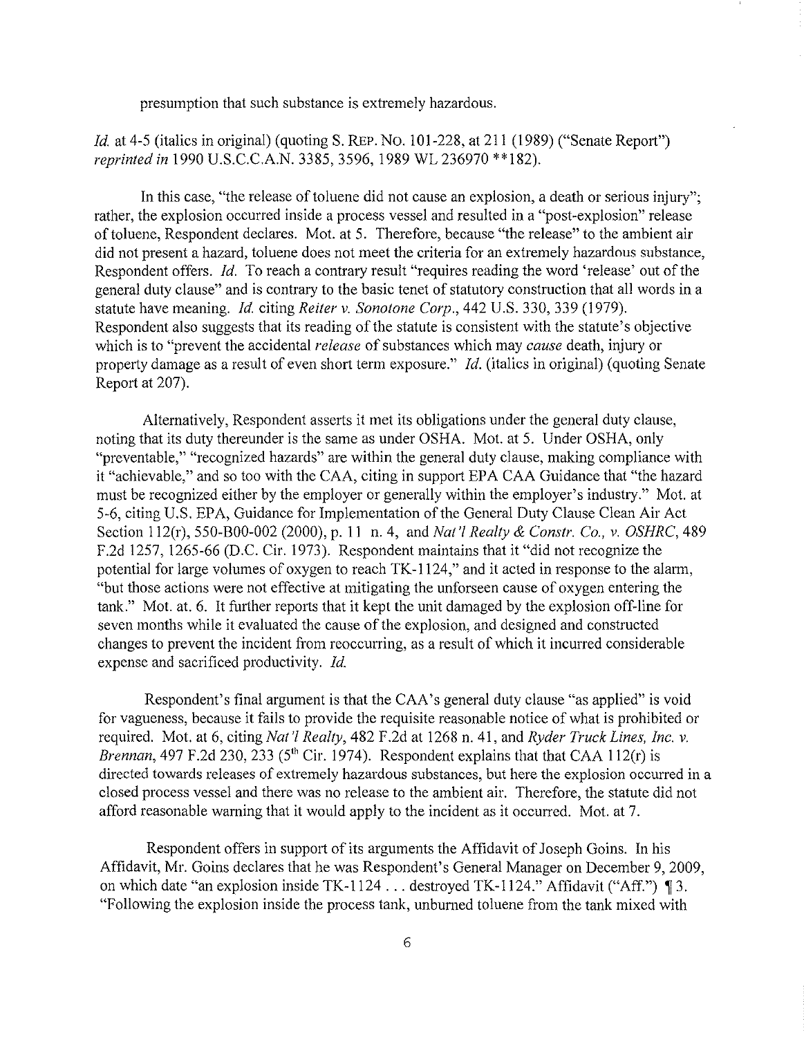presumption that such substance is extremely hazardous.

*Id.* at 4-5 (italics in original) (quoting S. REP. NO. 101-228, at 211 (1989) ("Senate Report") *reprinted in* 1990 U.S.C.C.A.N. 3385, 3596, 1989 WL 236970 **182).

In this case, "the release of toluene did not cause an explosion, a death or serious injury"; rather, the explosion occurred inside a process vessel and resulted in a "post-explosion" release of toluene, Respondent declares. Mot. at 5. Therefore, because "the release" to the ambient air did not present a hazard, toluene does not meet the criteria for an extremely hazardous substance, Respondent offers. *Id.* To reach a contrary result "requires reading the word 'release' out of the general duty clause" and is contrary to the basic tenet of statutory construction that all words in a statute have meaning. *Id.* citing *Reiter v. Sonotone Corp.*, 442 U.S. 330, 339 (1979). Respondent also suggests that its reading of the statute is consistent with the statute's objective which is to "prevent the accidental *release* of substances which may *cause* death, injury or property damage as a result of even short term exposure." *Id.* (italics in original) (quoting Senate Report at 207).

Alternatively, Respondent asserts it met its obligations under the general duty clause, noting that its duty thereunder is the same as under OSHA. Mot. at 5. Under OSHA, only "preventable," "recognized hazards" are within the general duty clause, making compliance with it "achievable," and so too with the CAA, citing in support EPA CAA Guidance that "the hazard must be recognized either by the employer or generally within the employer's industry." Mot. at 5-6, citing U.S. EPA, Guidance for Implementation of the General Duty Clause Clean Air Act Section 112(r), 550-B00-002 (2000), p. 11 n. 4, and *Nat'l Realty & Constr. Co., v. OSHRC*, 489 F.2d 1257, 1265-66 (D.C. Cir. 1973). Respondent maintains that it "did not recognize the potential for large volumes of oxygen to reach TK-1124," and it acted in response to the alarm, "but those actions were not effective at mitigating the unforseen cause of oxygen entering the tank." Mot. at. 6. It further reports that it kept the unit damaged by the explosion off-line for seven months while it evaluated the cause of the explosion, and designed and constructed changes to prevent the incident from reoccurring, as a result of which it incurred considerable expense and sacrificed productivity. *Id.*

Respondent's final argument is that the CAA's general duty clause "as applied" is void for vagueness, because it fails to provide the requisite reasonable notice of what is prohibited or required. Mot. at 6, citing *Nat'l Realty*, 482 F.2d at 1268 n. 41, and *Ryder Truck Lines, Inc. v. Brennan*, 497 F.2d 230, 233 (5th Cir. 1974). Respondent explains that that CAA 112(r) is directed towards releases of extremely hazardous substances, but here the explosion occurred in a closed process vessel and there was no release to the ambient air. Therefore, the statute did not afford reasonable warning that it would apply to the incident as it occurred. Mot. at 7.

Respondent offers in support of its arguments the Affidavit of Joseph Goins. In his Affidavit, Mr. Goins declares that he was Respondent's General Manager on December 9, 2009, on which date "an explosion inside TK-1124 . . . destroyed TK-1124." Affidavit ("Aff.") ¶ 3. "Following the explosion inside the process tank, unburned toluene from the tank mixed with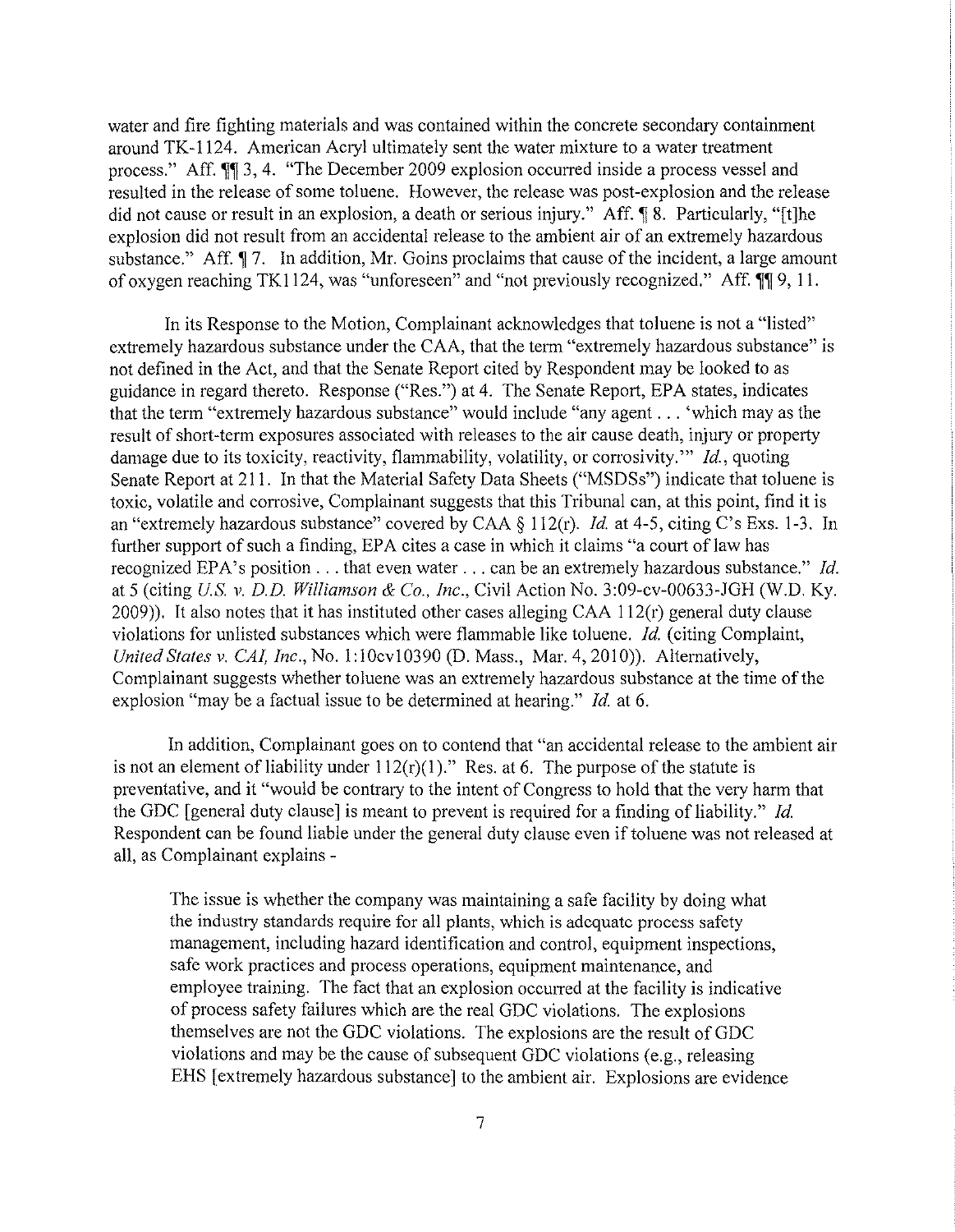water and fire fighting materials and was contained within the concrete secondary containment around TK-1124. American Acryl ultimately sent the water mixture to a water treatment process." Aff. ¶¶ 3, 4. "The December 2009 explosion occurred inside a process vessel and resulted in the release of some toluene. However, the release was post-explosion and the release did not cause or result in an explosion, a death or serious injury." Aff. ¶ 8. Particularly, "[t]he explosion did not result from an accidental release to the ambient air of an extremely hazardous substance." Aff. ¶ 7. In addition, Mr. Goins proclaims that cause of the incident, a large amount of oxygen reaching TK1124, was "unforeseen" and "not previously recognized." Aff. ¶¶ 9, 11.

In its Response to the Motion, Complainant acknowledges that toluene is not a "listed" extremely hazardous substance under the CAA, that the term "extremely hazardous substance" is not defined in the Act, and that the Senate Report cited by Respondent may be looked to as guidance in regard thereto. Response ("Res.") at 4. The Senate Report, EPA states, indicates that the term "extremely hazardous substance" would include "any agent . . . 'which may as the result of short-term exposures associated with releases to the air cause death, injury or property damage due to its toxicity, reactivity, flammability, volatility, or corrosivity.'" *Id.*, quoting Senate Report at 211. In that the Material Safety Data Sheets ("MSDSs") indicate that toluene is toxic, volatile and corrosive, Complainant suggests that this Tribunal can, at this point, find it is an "extremely hazardous substance" covered by CAA § 112(r). *Id.* at 4-5, citing C's Exs. 1-3. In further support of such a finding, EPA cites a case in which it claims "a court of law has recognized EPA's position . . . that even water . . . can be an extremely hazardous substance." *Id.* at 5 (citing *U.S. v. D.D. Williamson & Co., Inc.*, Civil Action No. 3:09-cv-00633-JGH (W.D. Ky. 2009)). It also notes that it has instituted other cases alleging CAA 112(r) general duty clause violations for unlisted substances which were flammable like toluene. *Id.* (citing Complaint, *United States v. CAI, Inc.*, No. 1:10cv10390 (D. Mass., Mar. 4, 2010)). Alternatively, Complainant suggests whether toluene was an extremely hazardous substance at the time of the explosion "may be a factual issue to be determined at hearing." *Id.* at 6.

In addition, Complainant goes on to contend that "an accidental release to the ambient air is not an element of liability under 112(r)(1)." Res. at 6. The purpose of the statute is preventative, and it "would be contrary to the intent of Congress to hold that the very harm that the GDC [general duty clause] is meant to prevent is required for a finding of liability." *Id.* Respondent can be found liable under the general duty clause even if toluene was not released at all, as Complainant explains -

> The issue is whether the company was maintaining a safe facility by doing what the industry standards require for all plants, which is adequate process safety management, including hazard identification and control, equipment inspections, safe work practices and process operations, equipment maintenance, and employee training. The fact that an explosion occurred at the facility is indicative of process safety failures which are the real GDC violations. The explosions themselves are not the GDC violations. The explosions are the result of GDC violations and may be the cause of subsequent GDC violations (e.g., releasing EHS [extremely hazardous substance] to the ambient air. Explosions are evidence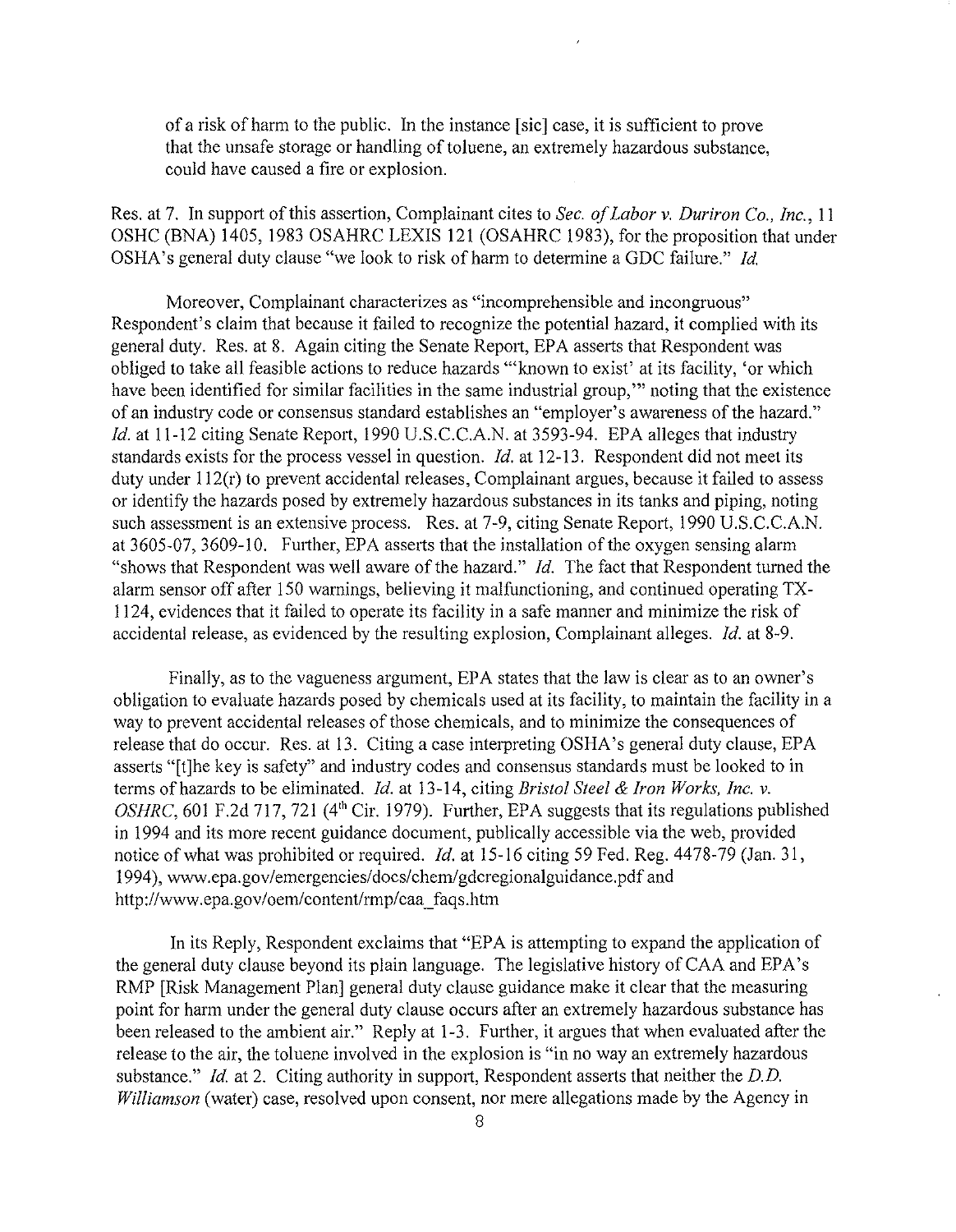of a risk of harm to the public. In the instance [sic] case, it is sufficient to prove that the unsafe storage or handling of toluene, an extremely hazardous substance, could have caused a fire or explosion.

Res. at 7. In support of this assertion, Complainant cites to *Sec. of Labor v. Duriron Co., Inc.*, 11 OSHC (BNA) 1405, 1983 OSAHRC LEXIS 121 (OSAHRC 1983), for the proposition that under OSHA's general duty clause "we look to risk of harm to determine a GDC failure." *Id.*

Moreover, Complainant characterizes as "incomprehensible and incongruous" Respondent's claim that because it failed to recognize the potential hazard, it complied with its general duty. Res. at 8. Again citing the Senate Report, EPA asserts that Respondent was obliged to take all feasible actions to reduce hazards "'known to exist' at its facility, 'or which have been identified for similar facilities in the same industrial group,'" noting that the existence of an industry code or consensus standard establishes an "employer's awareness of the hazard." *Id.* at 11-12 citing Senate Report, 1990 U.S.C.C.A.N. at 3593-94. EPA alleges that industry standards exists for the process vessel in question. *Id.* at 12-13. Respondent did not meet its duty under 112(r) to prevent accidental releases, Complainant argues, because it failed to assess or identify the hazards posed by extremely hazardous substances in its tanks and piping, noting such assessment is an extensive process. Res. at 7-9, citing Senate Report, 1990 U.S.C.C.A.N. at 3605-07, 3609-10. Further, EPA asserts that the installation of the oxygen sensing alarm "shows that Respondent was well aware of the hazard." *Id.* The fact that Respondent turned the alarm sensor off after 150 warnings, believing it malfunctioning, and continued operating TX-1124, evidences that it failed to operate its facility in a safe manner and minimize the risk of accidental release, as evidenced by the resulting explosion, Complainant alleges. *Id.* at 8-9.

Finally, as to the vagueness argument, EPA states that the law is clear as to an owner's obligation to evaluate hazards posed by chemicals used at its facility, to maintain the facility in a way to prevent accidental releases of those chemicals, and to minimize the consequences of release that do occur. Res. at 13. Citing a case interpreting OSHA's general duty clause, EPA asserts "[t]he key is safety" and industry codes and consensus standards must be looked to in terms of hazards to be eliminated. *Id.* at 13-14, citing *Bristol Steel & Iron Works, Inc. v. OSHRC*, 601 F.2d 717, 721 (4th Cir. 1979). Further, EPA suggests that its regulations published in 1994 and its more recent guidance document, publically accessible via the web, provided notice of what was prohibited or required. *Id.* at 15-16 citing 59 Fed. Reg. 4478-79 (Jan. 31, 1994), www.epa.gov/emergencies/docs/chem/gdcregionalguidance.pdf and http://www.epa.gov/oem/content/rmp/caa_faqs.htm

In its Reply, Respondent exclaims that "EPA is attempting to expand the application of the general duty clause beyond its plain language. The legislative history of CAA and EPA's RMP [Risk Management Plan] general duty clause guidance make it clear that the measuring point for harm under the general duty clause occurs after an extremely hazardous substance has been released to the ambient air." Reply at 1-3. Further, it argues that when evaluated after the release to the air, the toluene involved in the explosion is "in no way an extremely hazardous substance." *Id.* at 2. Citing authority in support, Respondent asserts that neither the *D.D. Williamson* (water) case, resolved upon consent, nor mere allegations made by the Agency in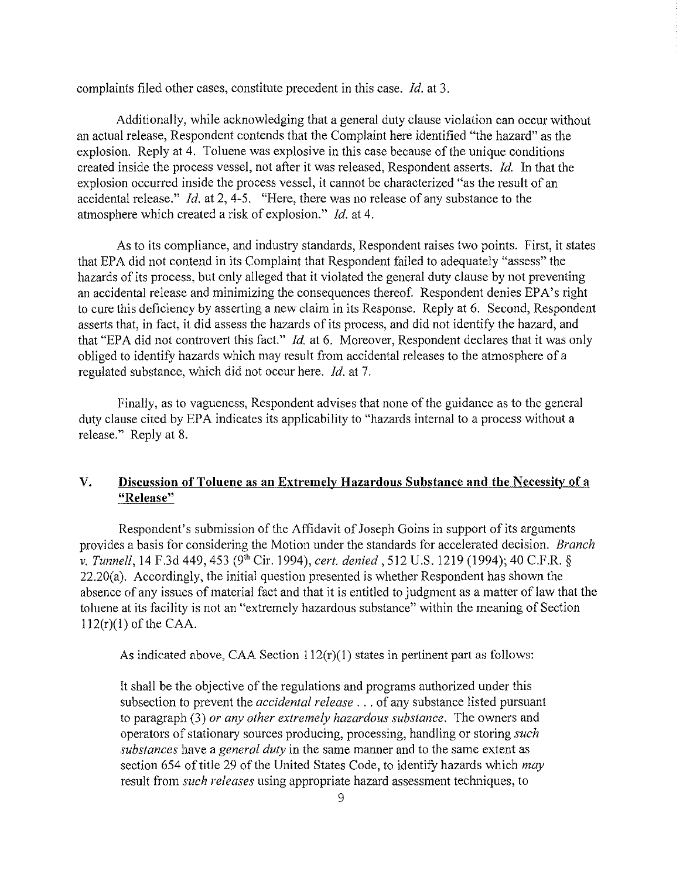complaints filed other cases, constitute precedent in this case. *Id.* at 3.

Additionally, while acknowledging that a general duty clause violation can occur without an actual release, Respondent contends that the Complaint here identified "the hazard" as the explosion. Reply at 4. Toluene was explosive in this case because of the unique conditions created inside the process vessel, not after it was released, Respondent asserts. *Id.* In that the explosion occurred inside the process vessel, it cannot be characterized "as the result of an accidental release." *Id.* at 2, 4-5. "Here, there was no release of any substance to the atmosphere which created a risk of explosion." *Id.* at 4.

As to its compliance, and industry standards, Respondent raises two points. First, it states that EPA did not contend in its Complaint that Respondent failed to adequately "assess" the hazards of its process, but only alleged that it violated the general duty clause by not preventing an accidental release and minimizing the consequences thereof. Respondent denies EPA's right to cure this deficiency by asserting a new claim in its Response. Reply at 6. Second, Respondent asserts that, in fact, it did assess the hazards of its process, and did not identify the hazard, and that "EPA did not controvert this fact." *Id.* at 6. Moreover, Respondent declares that it was only obliged to identify hazards which may result from accidental releases to the atmosphere of a regulated substance, which did not occur here. *Id.* at 7.

Finally, as to vagueness, Respondent advises that none of the guidance as to the general duty clause cited by EPA indicates its applicability to "hazards internal to a process without a release." Reply at 8.

## V. Discussion of Toluene as an Extremely Hazardous Substance and the Necessity of a "Release"

Respondent's submission of the Affidavit of Joseph Goins in support of its arguments provides a basis for considering the Motion under the standards for accelerated decision. *Branch v. Tunnell*, 14 F.3d 449, 453 (9th Cir. 1994), *cert. denied*, 512 U.S. 1219 (1994); 40 C.F.R. § 22.20(a). Accordingly, the initial question presented is whether Respondent has shown the absence of any issues of material fact and that it is entitled to judgment as a matter of law that the toluene at its facility is not an "extremely hazardous substance" within the meaning of Section 112(r)(1) of the CAA.

As indicated above, CAA Section 112(r)(1) states in pertinent part as follows:

> It shall be the objective of the regulations and programs authorized under this subsection to prevent the *accidental release* . . . of any substance listed pursuant to paragraph (3) *or any other extremely hazardous substance*. The owners and operators of stationary sources producing, processing, handling or storing *such substances* have a *general duty* in the same manner and to the same extent as section 654 of title 29 of the United States Code, to identify hazards which *may* result from *such releases* using appropriate hazard assessment techniques, to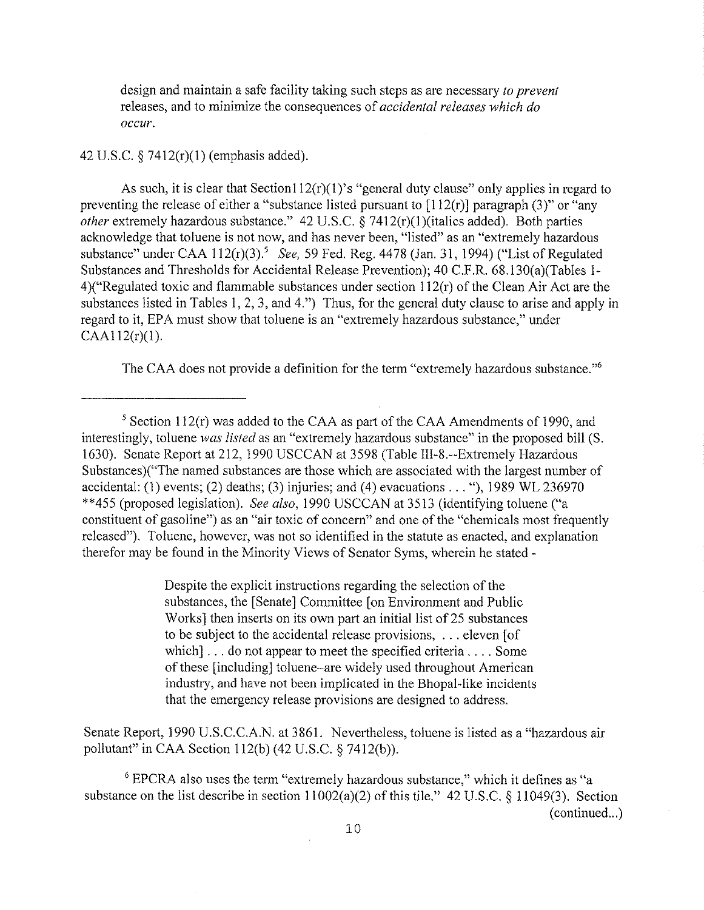design and maintain a safe facility taking such steps as are necessary *to prevent* releases, and to minimize the consequences of *accidental releases which do occur*.

42 U.S.C. § 7412(r)(1) (emphasis added).

As such, it is clear that Section112(r)(1)'s "general duty clause" only applies in regard to preventing the release of either a "substance listed pursuant to [112(r)] paragraph (3)" or "any *other* extremely hazardous substance." 42 U.S.C. § 7412(r)(1)(italics added). Both parties acknowledge that toluene is not now, and has never been, "listed" as an "extremely hazardous substance" under CAA 112(r)(3).[5] *See,* 59 Fed. Reg. 4478 (Jan. 31, 1994) ("List of Regulated Substances and Thresholds for Accidental Release Prevention); 40 C.F.R. 68.130(a)(Tables 1-4)("Regulated toxic and flammable substances under section 112(r) of the Clean Air Act are the substances listed in Tables 1, 2, 3, and 4.") Thus, for the general duty clause to arise and apply in regard to it, EPA must show that toluene is an "extremely hazardous substance," under CAA112(r)(1).

The CAA does not provide a definition for the term "extremely hazardous substance."[6]

---

[5] Section 112(r) was added to the CAA as part of the CAA Amendments of 1990, and interestingly, toluene *was listed* as an "extremely hazardous substance" in the proposed bill (S. 1630). Senate Report at 212, 1990 USCCAN at 3598 (Table III-8.--Extremely Hazardous Substances)("The named substances are those which are associated with the largest number of accidental: (1) events; (2) deaths; (3) injuries; and (4) evacuations . . . "), 1989 WL 236970 **455 (proposed legislation). *See also*, 1990 USCCAN at 3513 (identifying toluene ("a constituent of gasoline") as an "air toxic of concern" and one of the "chemicals most frequently released"). Toluene, however, was not so identified in the statute as enacted, and explanation therefor may be found in the Minority Views of Senator Syms, wherein he stated -

> Despite the explicit instructions regarding the selection of the substances, the [Senate] Committee [on Environment and Public Works] then inserts on its own part an initial list of 25 substances to be subject to the accidental release provisions, . . . eleven [of which] . . . do not appear to meet the specified criteria . . . . Some of these [including] toluene--are widely used throughout American industry, and have not been implicated in the Bhopal-like incidents that the emergency release provisions are designed to address.

Senate Report, 1990 U.S.C.C.A.N. at 3861. Nevertheless, toluene is listed as a "hazardous air pollutant" in CAA Section 112(b) (42 U.S.C. § 7412(b)).

[6] EPCRA also uses the term "extremely hazardous substance," which it defines as "a substance on the list describe in section 11002(a)(2) of this tile." 42 U.S.C. § 11049(3). Section (continued...)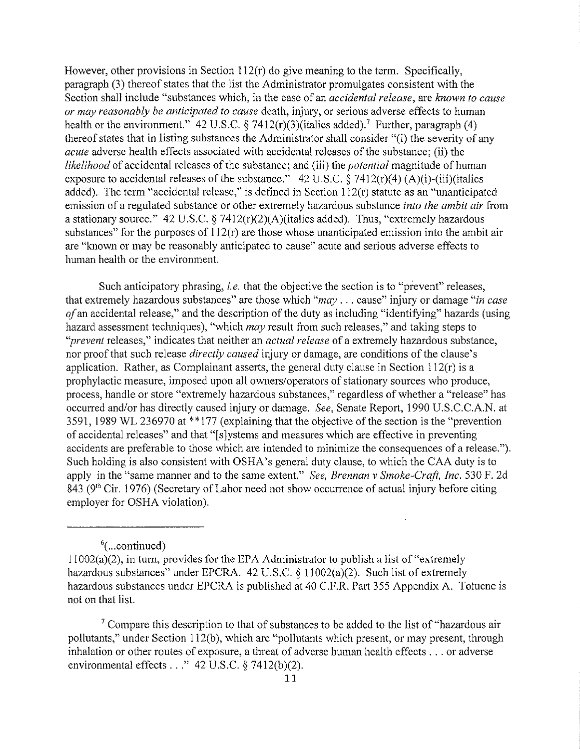However, other provisions in Section 112(r) do give meaning to the term. Specifically, paragraph (3) thereof states that the list the Administrator promulgates consistent with the Section shall include "substances which, in the case of an *accidental release*, are *known to cause or may reasonably be anticipated to cause* death, injury, or serious adverse effects to human health or the environment." 42 U.S.C. § 7412(r)(3)(italics added).[7] Further, paragraph (4) thereof states that in listing substances the Administrator shall consider "(i) the severity of any *acute* adverse health effects associated with accidental releases of the substance; (ii) the *likelihood* of accidental releases of the substance; and (iii) the *potential* magnitude of human exposure to accidental releases of the substance." 42 U.S.C. § 7412(r)(4) (A)(i)-(iii)(italics added). The term "accidental release," is defined in Section 112(r) statute as an "unanticipated emission of a regulated substance or other extremely hazardous substance *into the ambit air* from a stationary source." 42 U.S.C. § 7412(r)(2)(A)(italics added). Thus, "extremely hazardous substances" for the purposes of 112(r) are those whose unanticipated emission into the ambit air are "known or may be reasonably anticipated to cause" acute and serious adverse effects to human health or the environment.

Such anticipatory phrasing, *i.e.* that the objective the section is to "prevent" releases, that extremely hazardous substances" are those which "*may* . . . cause" injury or damage "*in case of* an accidental release," and the description of the duty as including "identifying" hazards (using hazard assessment techniques), "which *may* result from such releases," and taking steps to "*prevent* releases," indicates that neither an *actual release* of a extremely hazardous substance, nor proof that such release *directly caused* injury or damage, are conditions of the clause's application. Rather, as Complainant asserts, the general duty clause in Section 112(r) is a prophylactic measure, imposed upon all owners/operators of stationary sources who produce, process, handle or store "extremely hazardous substances," regardless of whether a "release" has occurred and/or has directly caused injury or damage. *See*, Senate Report, 1990 U.S.C.C.A.N. at 3591, 1989 WL 236970 at **177 (explaining that the objective of the section is the "prevention of accidental releases" and that "[s]ystems and measures which are effective in preventing accidents are preferable to those which are intended to minimize the consequences of a release."). Such holding is also consistent with OSHA's general duty clause, to which the CAA duty is to apply in the "same manner and to the same extent." *See, Brennan v Smoke-Craft, Inc.* 530 F. 2d 843 (9th Cir. 1976) (Secretary of Labor need not show occurrence of actual injury before citing employer for OSHA violation).

---

[6](...continued)
11002(a)(2), in turn, provides for the EPA Administrator to publish a list of "extremely hazardous substances" under EPCRA. 42 U.S.C. § 11002(a)(2). Such list of extremely hazardous substances under EPCRA is published at 40 C.F.R. Part 355 Appendix A. Toluene is not on that list.

[7] Compare this description to that of substances to be added to the list of "hazardous air pollutants," under Section 112(b), which are "pollutants which present, or may present, through inhalation or other routes of exposure, a threat of adverse human health effects . . . or adverse environmental effects . . ." 42 U.S.C. § 7412(b)(2).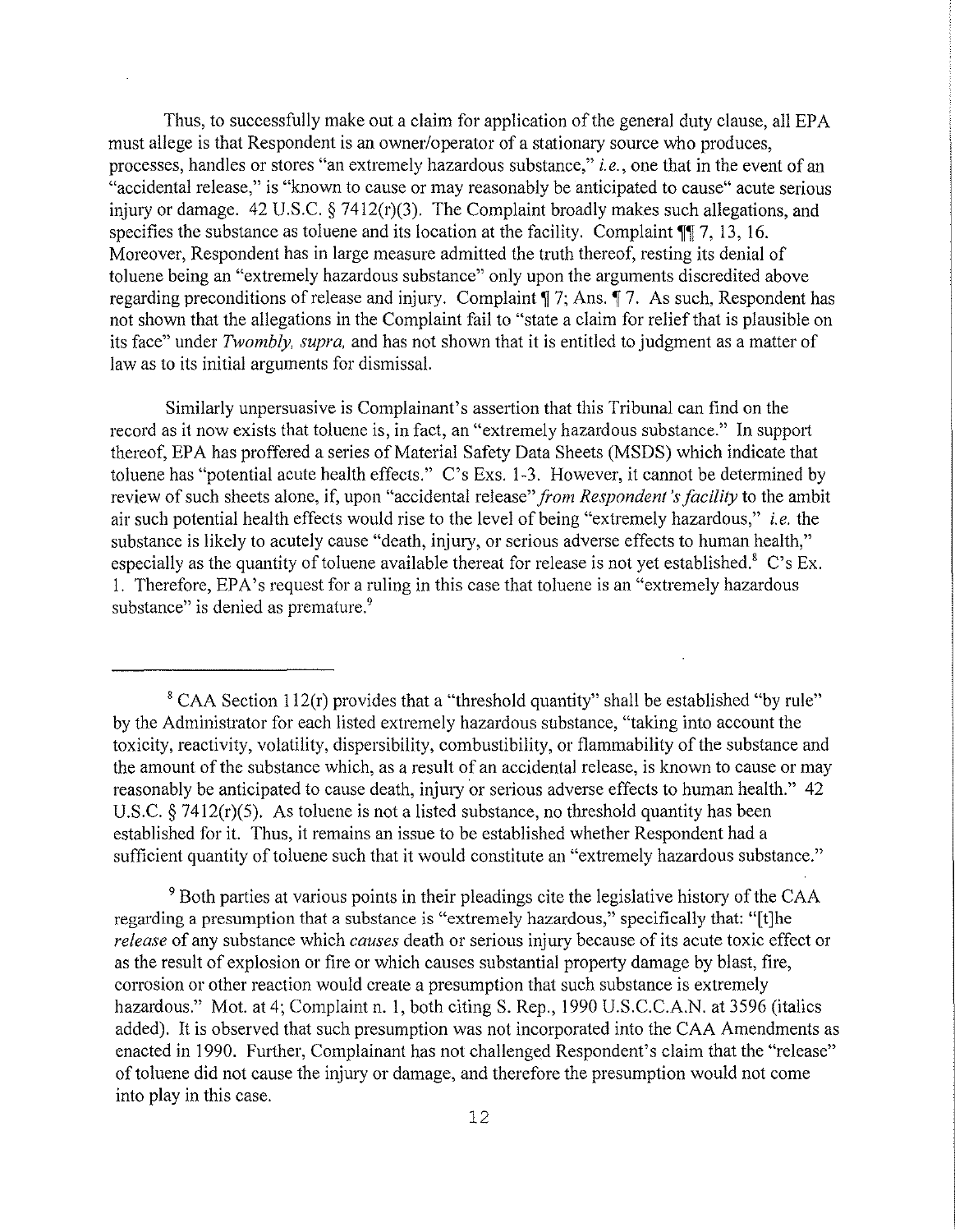Thus, to successfully make out a claim for application of the general duty clause, all EPA must allege is that Respondent is an owner/operator of a stationary source who produces, processes, handles or stores "an extremely hazardous substance," *i.e.*, one that in the event of an "accidental release," is "known to cause or may reasonably be anticipated to cause" acute serious injury or damage. 42 U.S.C. § 7412(r)(3). The Complaint broadly makes such allegations, and specifies the substance as toluene and its location at the facility. Complaint ¶¶ 7, 13, 16. Moreover, Respondent has in large measure admitted the truth thereof, resting its denial of toluene being an "extremely hazardous substance" only upon the arguments discredited above regarding preconditions of release and injury. Complaint ¶ 7; Ans. ¶ 7. As such, Respondent has not shown that the allegations in the Complaint fail to "state a claim for relief that is plausible on its face" under *Twombly, supra,* and has not shown that it is entitled to judgment as a matter of law as to its initial arguments for dismissal.

Similarly unpersuasive is Complainant's assertion that this Tribunal can find on the record as it now exists that toluene is, in fact, an "extremely hazardous substance." In support thereof, EPA has proffered a series of Material Safety Data Sheets (MSDS) which indicate that toluene has "potential acute health effects." C's Exs. 1-3. However, it cannot be determined by review of such sheets alone, if, upon "accidental release" *from Respondent's facility* to the ambit air such potential health effects would rise to the level of being "extremely hazardous," *i.e.* the substance is likely to acutely cause "death, injury, or serious adverse effects to human health," especially as the quantity of toluene available thereat for release is not yet established.[8] C's Ex. 1. Therefore, EPA's request for a ruling in this case that toluene is an "extremely hazardous substance" is denied as premature.[9]

---

[8] CAA Section 112(r) provides that a "threshold quantity" shall be established "by rule" by the Administrator for each listed extremely hazardous substance, "taking into account the toxicity, reactivity, volatility, dispersibility, combustibility, or flammability of the substance and the amount of the substance which, as a result of an accidental release, is known to cause or may reasonably be anticipated to cause death, injury or serious adverse effects to human health." 42 U.S.C. § 7412(r)(5). As toluene is not a listed substance, no threshold quantity has been established for it. Thus, it remains an issue to be established whether Respondent had a sufficient quantity of toluene such that it would constitute an "extremely hazardous substance."

[9] Both parties at various points in their pleadings cite the legislative history of the CAA regarding a presumption that a substance is "extremely hazardous," specifically that: "[t]he *release* of any substance which *causes* death or serious injury because of its acute toxic effect or as the result of explosion or fire or which causes substantial property damage by blast, fire, corrosion or other reaction would create a presumption that such substance is extremely hazardous." Mot. at 4; Complaint n. 1, both citing S. Rep., 1990 U.S.C.C.A.N. at 3596 (italics added). It is observed that such presumption was not incorporated into the CAA Amendments as enacted in 1990. Further, Complainant has not challenged Respondent's claim that the "release" of toluene did not cause the injury or damage, and therefore the presumption would not come into play in this case.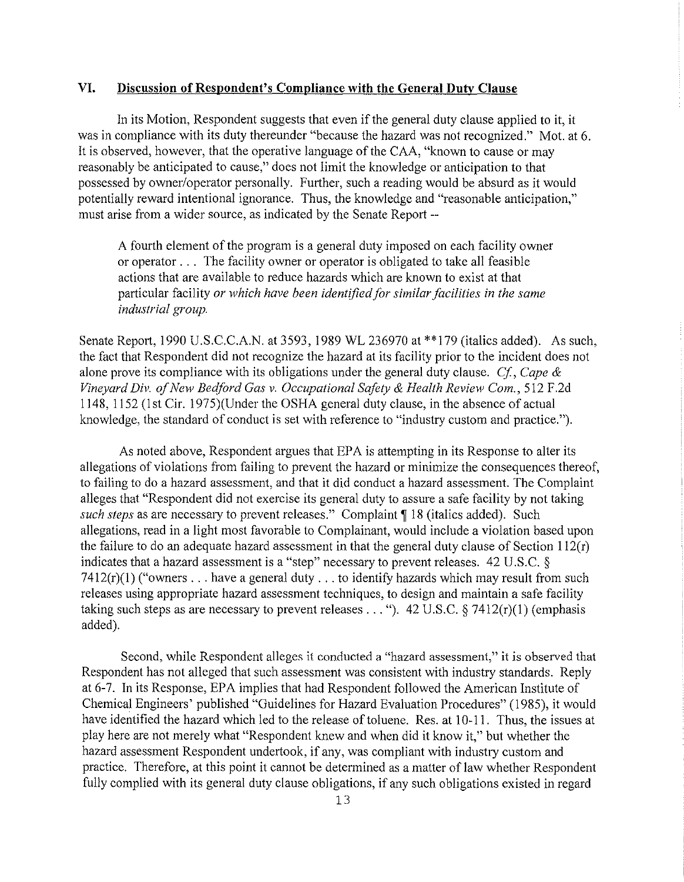## VI. Discussion of Respondent's Compliance with the General Duty Clause

In its Motion, Respondent suggests that even if the general duty clause applied to it, it was in compliance with its duty thereunder "because the hazard was not recognized." Mot. at 6. It is observed, however, that the operative language of the CAA, "known to cause or may reasonably be anticipated to cause," does not limit the knowledge or anticipation to that possessed by owner/operator personally. Further, such a reading would be absurd as it would potentially reward intentional ignorance. Thus, the knowledge and "reasonable anticipation," must arise from a wider source, as indicated by the Senate Report --

> A fourth element of the program is a general duty imposed on each facility owner or operator . . . The facility owner or operator is obligated to take all feasible actions that are available to reduce hazards which are known to exist at that particular facility *or which have been identified for similar facilities in the same industrial group.*

Senate Report, 1990 U.S.C.C.A.N. at 3593, 1989 WL 236970 at **179 (italics added). As such, the fact that Respondent did not recognize the hazard at its facility prior to the incident does not alone prove its compliance with its obligations under the general duty clause. *Cf.*, *Cape & Vineyard Div. of New Bedford Gas v. Occupational Safety & Health Review Com.*, 512 F.2d 1148, 1152 (1st Cir. 1975)(Under the OSHA general duty clause, in the absence of actual knowledge, the standard of conduct is set with reference to "industry custom and practice.").

As noted above, Respondent argues that EPA is attempting in its Response to alter its allegations of violations from failing to prevent the hazard or minimize the consequences thereof, to failing to do a hazard assessment, and that it did conduct a hazard assessment. The Complaint alleges that "Respondent did not exercise its general duty to assure a safe facility by not taking *such steps* as are necessary to prevent releases." Complaint ¶ 18 (italics added). Such allegations, read in a light most favorable to Complainant, would include a violation based upon the failure to do an adequate hazard assessment in that the general duty clause of Section 112(r) indicates that a hazard assessment is a "step" necessary to prevent releases. 42 U.S.C. § 7412(r)(1) ("owners . . . have a general duty . . . to identify hazards which may result from such releases using appropriate hazard assessment techniques, to design and maintain a safe facility taking such steps as are necessary to prevent releases . . . "). 42 U.S.C. § 7412(r)(1) (emphasis added).

Second, while Respondent alleges it conducted a "hazard assessment," it is observed that Respondent has not alleged that such assessment was consistent with industry standards. Reply at 6-7. In its Response, EPA implies that had Respondent followed the American Institute of Chemical Engineers' published "Guidelines for Hazard Evaluation Procedures" (1985), it would have identified the hazard which led to the release of toluene. Res. at 10-11. Thus, the issues at play here are not merely what "Respondent knew and when did it know it," but whether the hazard assessment Respondent undertook, if any, was compliant with industry custom and practice. Therefore, at this point it cannot be determined as a matter of law whether Respondent fully complied with its general duty clause obligations, if any such obligations existed in regard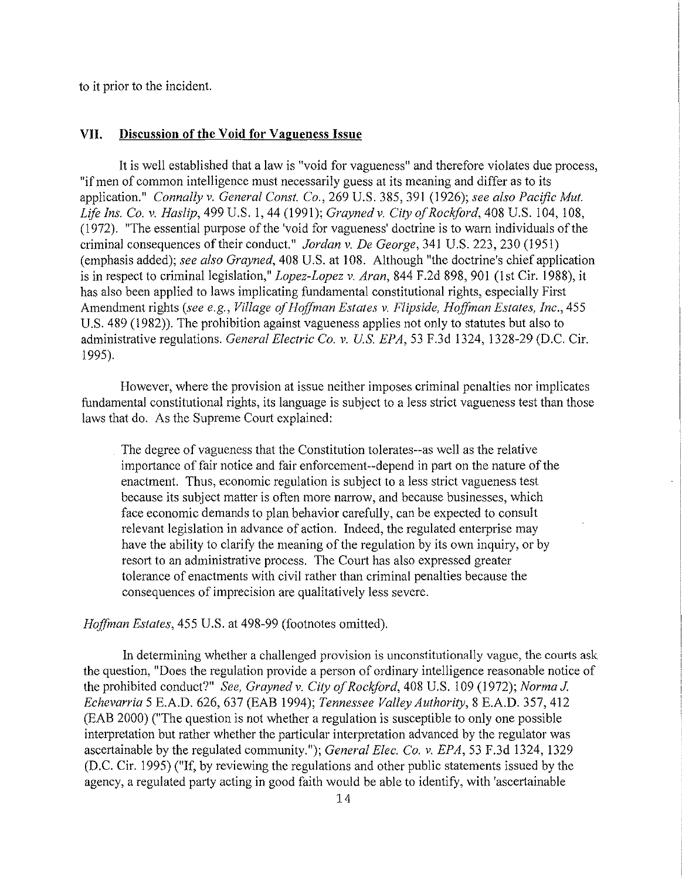to it prior to the incident.

## VII. Discussion of the Void for Vagueness Issue

It is well established that a law is "void for vagueness" and therefore violates due process, "if men of common intelligence must necessarily guess at its meaning and differ as to its application." *Connally v. General Const. Co.*, 269 U.S. 385, 391 (1926); *see also Pacific Mut. Life Ins. Co. v. Haslip*, 499 U.S. 1, 44 (1991); *Grayned v. City of Rockford*, 408 U.S. 104, 108, (1972). "The essential purpose of the 'void for vagueness' doctrine is to warn individuals of the criminal consequences of their conduct." *Jordan v. De George*, 341 U.S. 223, 230 (1951) (emphasis added); *see also Grayned*, 408 U.S. at 108. Although "the doctrine's chief application is in respect to criminal legislation," *Lopez-Lopez v. Aran*, 844 F.2d 898, 901 (1st Cir. 1988), it has also been applied to laws implicating fundamental constitutional rights, especially First Amendment rights (*see e.g., Village of Hoffman Estates v. Flipside, Hoffman Estates, Inc.*, 455 U.S. 489 (1982)). The prohibition against vagueness applies not only to statutes but also to administrative regulations. *General Electric Co. v. U.S. EPA*, 53 F.3d 1324, 1328-29 (D.C. Cir. 1995).

However, where the provision at issue neither imposes criminal penalties nor implicates fundamental constitutional rights, its language is subject to a less strict vagueness test than those laws that do. As the Supreme Court explained:

> The degree of vagueness that the Constitution tolerates--as well as the relative importance of fair notice and fair enforcement--depend in part on the nature of the enactment. Thus, economic regulation is subject to a less strict vagueness test because its subject matter is often more narrow, and because businesses, which face economic demands to plan behavior carefully, can be expected to consult relevant legislation in advance of action. Indeed, the regulated enterprise may have the ability to clarify the meaning of the regulation by its own inquiry, or by resort to an administrative process. The Court has also expressed greater tolerance of enactments with civil rather than criminal penalties because the consequences of imprecision are qualitatively less severe.

*Hoffman Estates*, 455 U.S. at 498-99 (footnotes omitted).

In determining whether a challenged provision is unconstitutionally vague, the courts ask the question, "Does the regulation provide a person of ordinary intelligence reasonable notice of the prohibited conduct?" *See, Grayned v. City of Rockford*, 408 U.S. 109 (1972); *Norma J. Echevarria* 5 E.A.D. 626, 637 (EAB 1994); *Tennessee Valley Authority*, 8 E.A.D. 357, 412 (EAB 2000) ("The question is not whether a regulation is susceptible to only one possible interpretation but rather whether the particular interpretation advanced by the regulator was ascertainable by the regulated community."); *General Elec. Co. v. EPA*, 53 F.3d 1324, 1329 (D.C. Cir. 1995) ("If, by reviewing the regulations and other public statements issued by the agency, a regulated party acting in good faith would be able to identify, with 'ascertainable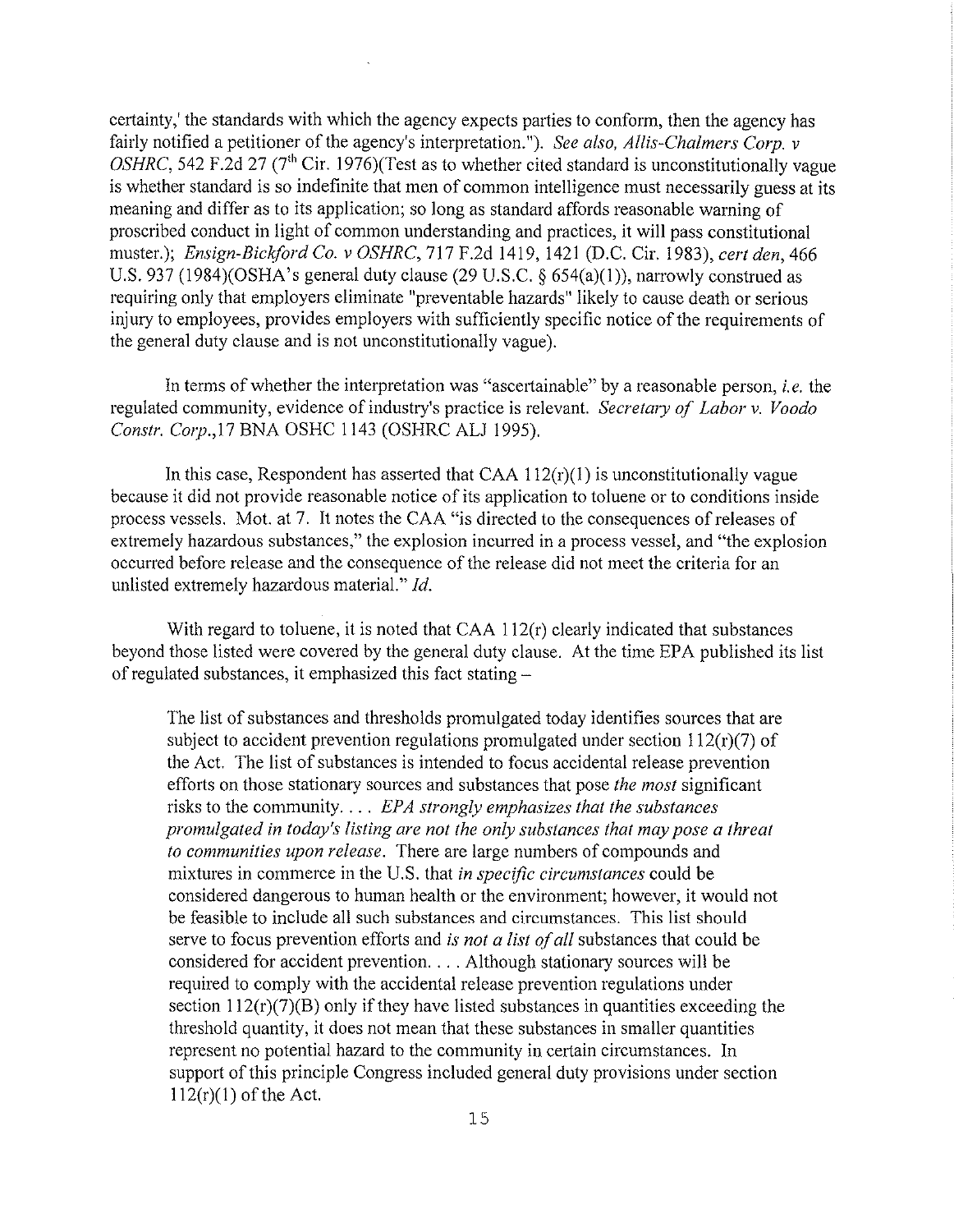certainty,' the standards with which the agency expects parties to conform, then the agency has fairly notified a petitioner of the agency's interpretation."). *See also, Allis-Chalmers Corp. v OSHRC*, 542 F.2d 27 (7th Cir. 1976)(Test as to whether cited standard is unconstitutionally vague is whether standard is so indefinite that men of common intelligence must necessarily guess at its meaning and differ as to its application; so long as standard affords reasonable warning of proscribed conduct in light of common understanding and practices, it will pass constitutional muster.); *Ensign-Bickford Co. v OSHRC*, 717 F.2d 1419, 1421 (D.C. Cir. 1983), *cert den*, 466 U.S. 937 (1984)(OSHA's general duty clause (29 U.S.C. § 654(a)(1)), narrowly construed as requiring only that employers eliminate "preventable hazards" likely to cause death or serious injury to employees, provides employers with sufficiently specific notice of the requirements of the general duty clause and is not unconstitutionally vague).

In terms of whether the interpretation was "ascertainable" by a reasonable person, *i.e.* the regulated community, evidence of industry's practice is relevant. *Secretary of Labor v. Voodo Constr. Corp.*,17 BNA OSHC 1143 (OSHRC ALJ 1995).

In this case, Respondent has asserted that CAA 112(r)(1) is unconstitutionally vague because it did not provide reasonable notice of its application to toluene or to conditions inside process vessels. Mot. at 7. It notes the CAA "is directed to the consequences of releases of extremely hazardous substances," the explosion incurred in a process vessel, and "the explosion occurred before release and the consequence of the release did not meet the criteria for an unlisted extremely hazardous material." *Id.*

With regard to toluene, it is noted that CAA 112(r) clearly indicated that substances beyond those listed were covered by the general duty clause. At the time EPA published its list of regulated substances, it emphasized this fact stating –

> The list of substances and thresholds promulgated today identifies sources that are subject to accident prevention regulations promulgated under section 112(r)(7) of the Act. The list of substances is intended to focus accidental release prevention efforts on those stationary sources and substances that pose *the most* significant risks to the community. . . . *EPA strongly emphasizes that the substances promulgated in today's listing are not the only substances that may pose a threat to communities upon release*. There are large numbers of compounds and mixtures in commerce in the U.S. that *in specific circumstances* could be considered dangerous to human health or the environment; however, it would not be feasible to include all such substances and circumstances. This list should serve to focus prevention efforts and *is not a list of all* substances that could be considered for accident prevention. . . . Although stationary sources will be required to comply with the accidental release prevention regulations under section 112(r)(7)(B) only if they have listed substances in quantities exceeding the threshold quantity, it does not mean that these substances in smaller quantities represent no potential hazard to the community in certain circumstances. In support of this principle Congress included general duty provisions under section 112(r)(1) of the Act.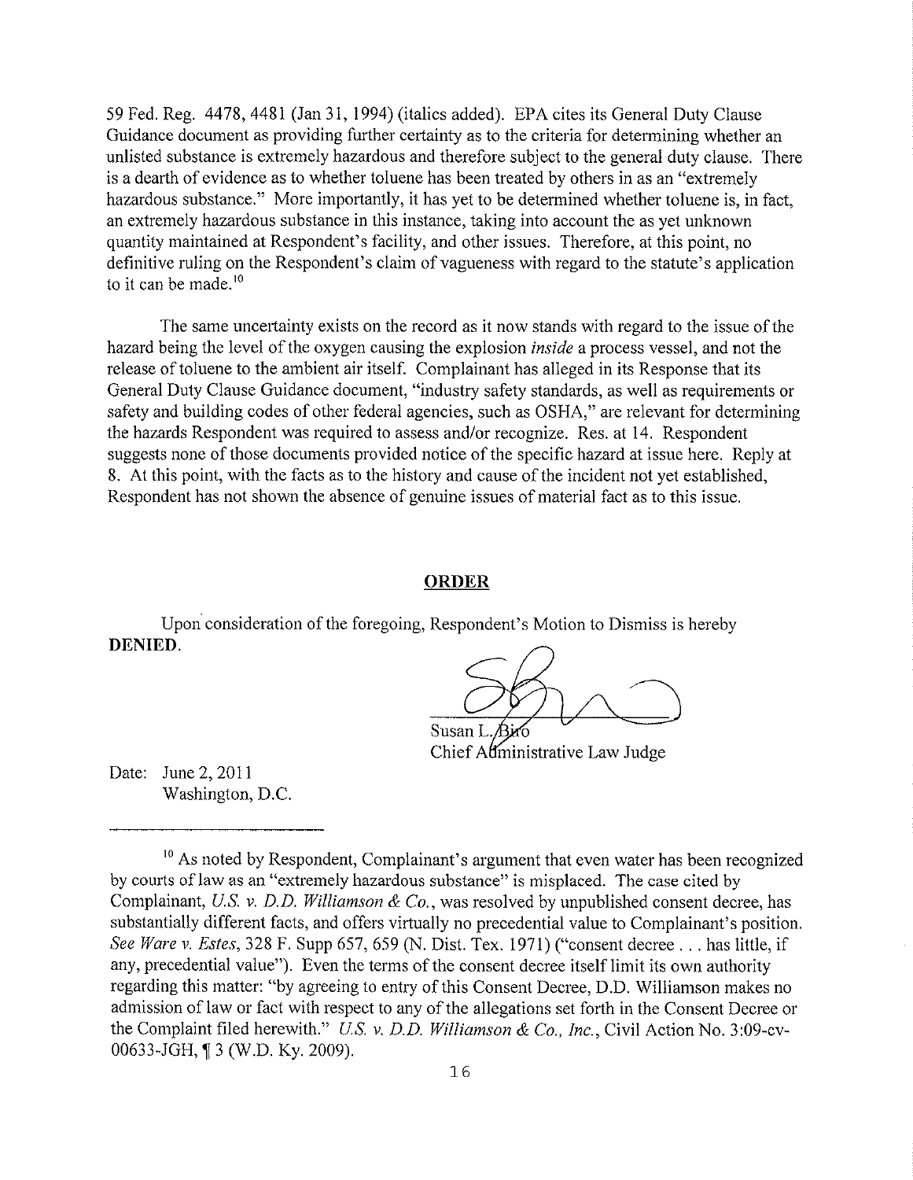59 Fed. Reg. 4478, 4481 (Jan 31, 1994) (italics added). EPA cites its General Duty Clause Guidance document as providing further certainty as to the criteria for determining whether an unlisted substance is extremely hazardous and therefore subject to the general duty clause. There is a dearth of evidence as to whether toluene has been treated by others in as an "extremely hazardous substance." More importantly, it has yet to be determined whether toluene is, in fact, an extremely hazardous substance in this instance, taking into account the as yet unknown quantity maintained at Respondent's facility, and other issues. Therefore, at this point, no definitive ruling on the Respondent's claim of vagueness with regard to the statute's application to it can be made.[10]

The same uncertainty exists on the record as it now stands with regard to the issue of the hazard being the level of the oxygen causing the explosion *inside* a process vessel, and not the release of toluene to the ambient air itself. Complainant has alleged in its Response that its General Duty Clause Guidance document, "industry safety standards, as well as requirements or safety and building codes of other federal agencies, such as OSHA," are relevant for determining the hazards Respondent was required to assess and/or recognize. Res. at 14. Respondent suggests none of those documents provided notice of the specific hazard at issue here. Reply at 8. At this point, with the facts as to the history and cause of the incident not yet established, Respondent has not shown the absence of genuine issues of material fact as to this issue.

## ORDER

Upon consideration of the foregoing, Respondent's Motion to Dismiss is hereby **DENIED**.

Susan L. Biro
Chief Administrative Law Judge

Date: June 2, 2011
Washington, D.C.

---

[10] As noted by Respondent, Complainant's argument that even water has been recognized by courts of law as an "extremely hazardous substance" is misplaced. The case cited by Complainant, *U.S. v. D.D. Williamson & Co.*, was resolved by unpublished consent decree, has substantially different facts, and offers virtually no precedential value to Complainant's position. *See Ware v. Estes*, 328 F. Supp 657, 659 (N. Dist. Tex. 1971) ("consent decree . . . has little, if any, precedential value"). Even the terms of the consent decree itself limit its own authority regarding this matter: "by agreeing to entry of this Consent Decree, D.D. Williamson makes no admission of law or fact with respect to any of the allegations set forth in the Consent Decree or the Complaint filed herewith." *U.S. v. D.D. Williamson & Co., Inc.*, Civil Action No. 3:09-cv-00633-JGH, ¶ 3 (W.D. Ky. 2009).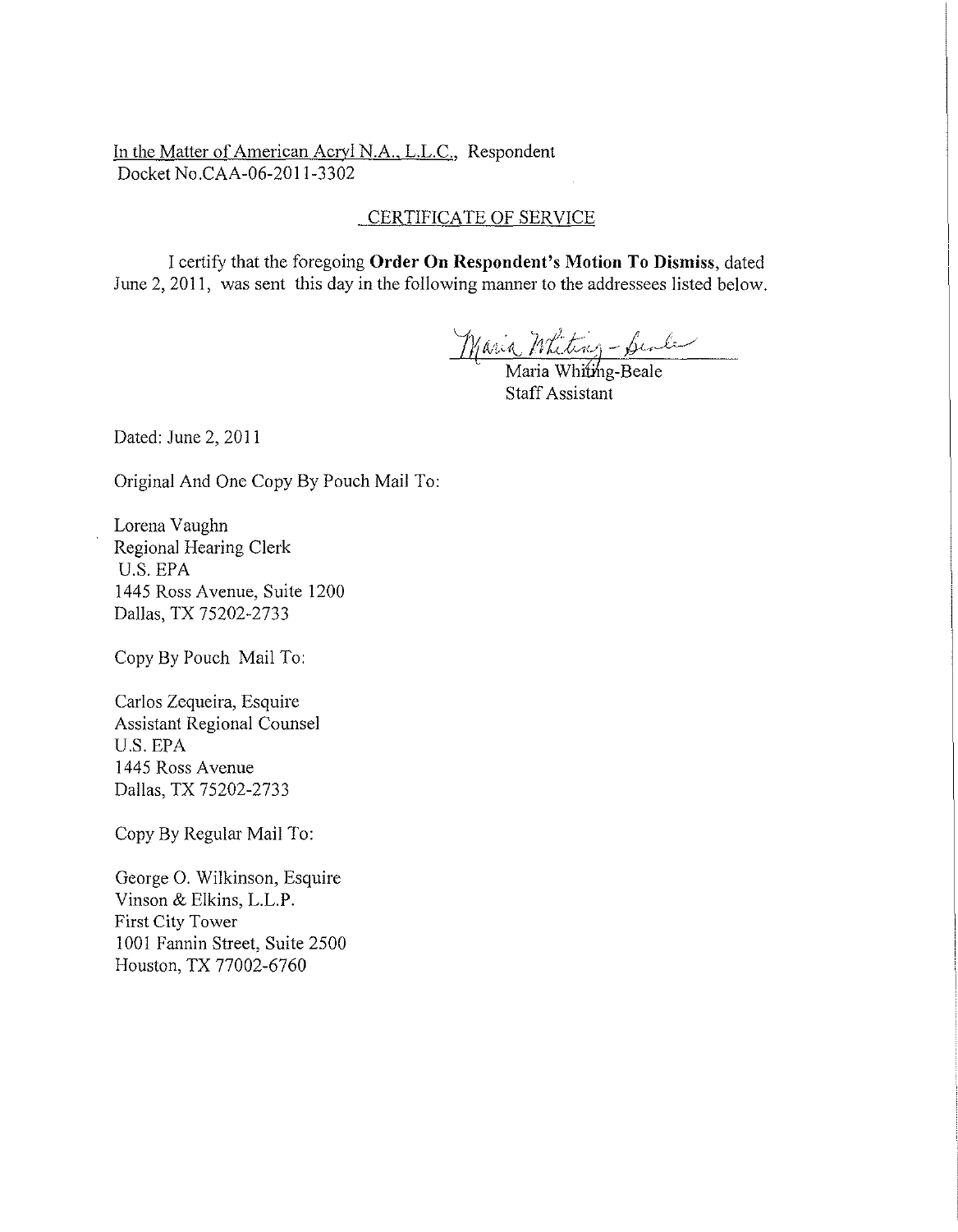In the Matter of American Acryl N.A., L.L.C., Respondent
Docket No.CAA-06-2011-3302

## CERTIFICATE OF SERVICE

I certify that the foregoing **Order On Respondent's Motion To Dismiss**, dated June 2, 2011, was sent this day in the following manner to the addressees listed below.

Maria Whiting-Beale
Maria Whiting-Beale
Staff Assistant

Dated: June 2, 2011

Original And One Copy By Pouch Mail To:

Lorena Vaughn
Regional Hearing Clerk
U.S. EPA
1445 Ross Avenue, Suite 1200
Dallas, TX 75202-2733

Copy By Pouch Mail To:

Carlos Zequeira, Esquire
Assistant Regional Counsel
U.S. EPA
1445 Ross Avenue
Dallas, TX 75202-2733

Copy By Regular Mail To:

George O. Wilkinson, Esquire
Vinson & Elkins, L.L.P.
First City Tower
1001 Fannin Street, Suite 2500
Houston, TX 77002-6760